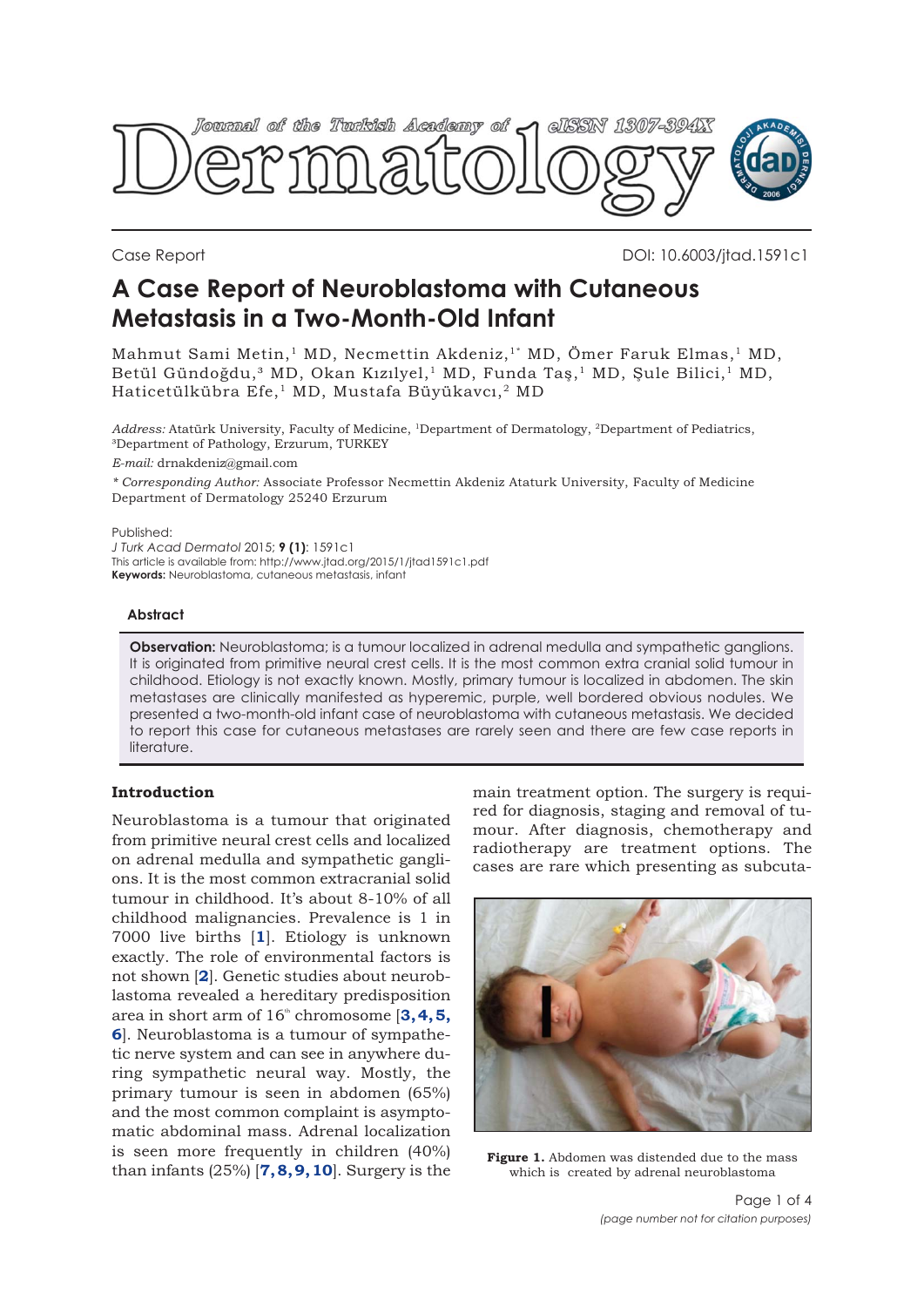Case Report

DOI: 10.6003/jtad.1591c1

# A Case Report of Neuroblastoma with Cutaneous Metastasis in a Two-Month-Old Infant

Mahmut Sami Metin,[1] MD, Necmettin Akdeniz,[1*] MD, Ömer Faruk Elmas,[1] MD, Betül Gündoğdu,[3] MD, Okan Kızılyel,[1] MD, Funda Taş,[1] MD, Şule Bilici,[1] MD, Haticetülkübra Efe,[1] MD, Mustafa Büyükavcı,[2] MD

*Address:* Atatürk University, Faculty of Medicine, [1]Department of Dermatology, [2]Department of Pediatrics, [3]Department of Pathology, Erzurum, TURKEY

*E-mail:* drnakdeniz@gmail.com

*\* Corresponding Author:* Associate Professor Necmettin Akdeniz Ataturk University, Faculty of Medicine Department of Dermatology 25240 Erzurum

Published:
*J Turk Acad Dermatol* 2015; **9 (1)**: 1591c1
This article is available from: http://www.jtad.org/2015/1/jtad1591c1.pdf
**Keywords:** Neuroblastoma, cutaneous metastasis, infant

### Abstract

**Observation:** Neuroblastoma; is a tumour localized in adrenal medulla and sympathetic ganglions. It is originated from primitive neural crest cells. It is the most common extra cranial solid tumour in childhood. Etiology is not exactly known. Mostly, primary tumour is localized in abdomen. The skin metastases are clinically manifested as hyperemic, purple, well bordered obvious nodules. We presented a two-month-old infant case of neuroblastoma with cutaneous metastasis. We decided to report this case for cutaneous metastases are rarely seen and there are few case reports in literature.

## Introduction

Neuroblastoma is a tumour that originated from primitive neural crest cells and localized on adrenal medulla and sympathetic ganglions. It is the most common extracranial solid tumour in childhood. It's about 8-10% of all childhood malignancies. Prevalence is 1 in 7000 live births [1]. Etiology is unknown exactly. The role of environmental factors is not shown [2]. Genetic studies about neuroblastoma revealed a hereditary predisposition area in short arm of 16th chromosome [3, 4, 5, 6]. Neuroblastoma is a tumour of sympathetic nerve system and can see in anywhere during sympathetic neural way. Mostly, the primary tumour is seen in abdomen (65%) and the most common complaint is asymptomatic abdominal mass. Adrenal localization is seen more frequently in children (40%) than infants (25%) [7, 8, 9, 10]. Surgery is the main treatment option. The surgery is required for diagnosis, staging and removal of tumour. After diagnosis, chemotherapy and radiotherapy are treatment options. The cases are rare which presenting as subcuta-

**Figure 1.** Abdomen was distended due to the mass which is created by adrenal neuroblastoma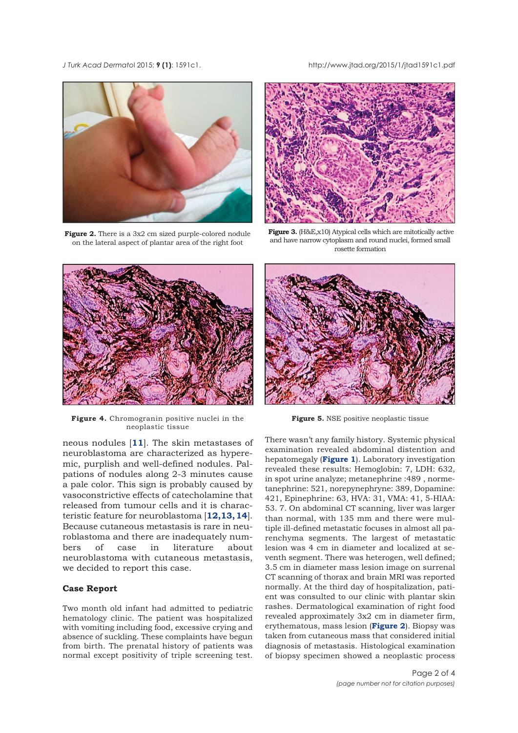**Figure 2.** There is a 3x2 cm sized purple-colored nodule on the lateral aspect of plantar area of the right foot

**Figure 3.** (H&E,x10) Atypical cells which are mitotically active and have narrow cytoplasm and round nuclei, formed small rosette formation

**Figure 4.** Chromogranin positive nuclei in the neoplastic tissue

**Figure 5.** NSE positive neoplastic tissue

neous nodules [11]. The skin metastases of neuroblastoma are characterized as hyperemic, purplish and well-defined nodules. Palpations of nodules along 2-3 minutes cause a pale color. This sign is probably caused by vasoconstrictive effects of catecholamine that released from tumour cells and it is characteristic feature for neuroblastoma [12,13,14]. Because cutaneous metastasis is rare in neuroblastoma and there are inadequately numbers of case in literature about neuroblastoma with cutaneous metastasis, we decided to report this case.

## Case Report

Two month old infant had admitted to pediatric hematology clinic. The patient was hospitalized with vomiting including food, excessive crying and absence of suckling. These complaints have begun from birth. The prenatal history of patients was normal except positivity of triple screening test. There wasn't any family history. Systemic physical examination revealed abdominal distention and hepatomegaly (**Figure 1**). Laboratory investigation revealed these results: Hemoglobin: 7, LDH: 632, in spot urine analyze; metanephrine :489 , normetanephrine: 521, norepynephryne: 389, Dopamine: 421, Epinephrine: 63, HVA: 31, VMA: 41, 5-HIAA: 53. 7. On abdominal CT scanning, liver was larger than normal, with 135 mm and there were multiple ill-defined metastatic focuses in almost all parenchyma segments. The largest of metastatic lesion was 4 cm in diameter and localized at seventh segment. There was heterogen, well defined; 3.5 cm in diameter mass lesion image on surrenal CT scanning of thorax and brain MRI was reported normally. At the third day of hospitalization, patient was consulted to our clinic with plantar skin rashes. Dermatological examination of right food revealed approximately 3x2 cm in diameter firm, erythematous, mass lesion (**Figure 2**). Biopsy was taken from cutaneous mass that considered initial diagnosis of metastasis. Histological examination of biopsy specimen showed a neoplastic process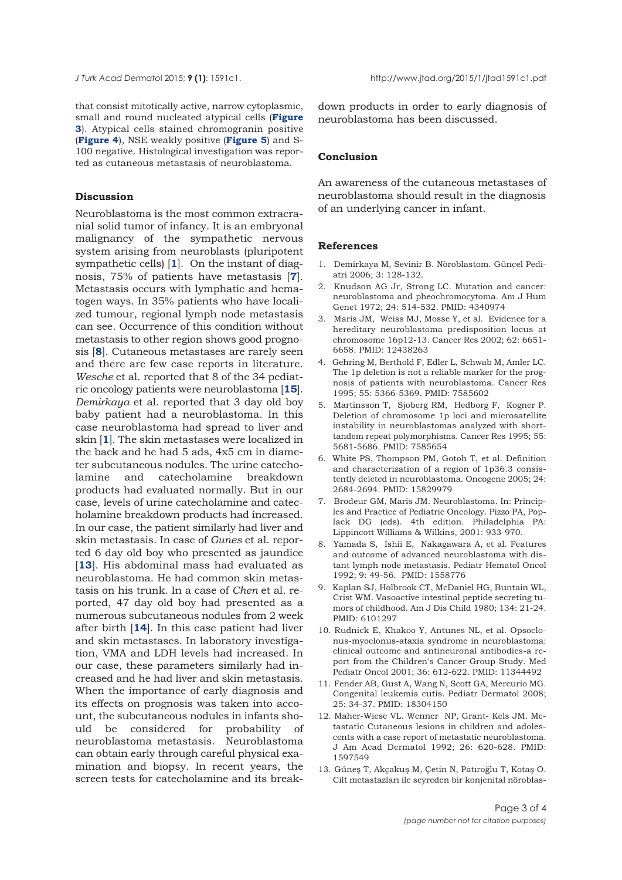that consist mitotically active, narrow cytoplasmic, small and round nucleated atypical cells (**Figure 3**). Atypical cells stained chromogranin positive (**Figure 4**), NSE weakly positive (**Figure 5**) and S-100 negative. Histological investigation was reported as cutaneous metastasis of neuroblastoma.

## Discussion

Neuroblastoma is the most common extracranial solid tumor of infancy. It is an embryonal malignancy of the sympathetic nervous system arising from neuroblasts (pluripotent sympathetic cells) [**1**]. On the instant of diagnosis, 75% of patients have metastasis [**7**]. Metastasis occurs with lymphatic and hematogen ways. In 35% patients who have localized tumour, regional lymph node metastasis can see. Occurrence of this condition without metastasis to other region shows good prognosis [**8**]. Cutaneous metastases are rarely seen and there are few case reports in literature. *Wesche* et al. reported that 8 of the 34 pediatric oncology patients were neuroblastoma [**15**]. *Demirkaya* et al. reported that 3 day old boy baby patient had a neuroblastoma. In this case neuroblastoma had spread to liver and skin [**1**]. The skin metastases were localized in the back and he had 5 ads, 4x5 cm in diameter subcutaneous nodules. The urine catecholamine and catecholamine breakdown products had evaluated normally. But in our case, levels of urine catecholamine and catecholamine breakdown products had increased. In our case, the patient similarly had liver and skin metastasis. In case of *Gunes* et al. reported 6 day old boy who presented as jaundice [**13**]. His abdominal mass had evaluated as neuroblastoma. He had common skin metastasis on his trunk. In a case of *Chen* et al. reported, 47 day old boy had presented as a numerous subcutaneous nodules from 2 week after birth [**14**]. In this case patient had liver and skin metastases. In laboratory investigation, VMA and LDH levels had increased. In our case, these parameters similarly had increased and he had liver and skin metastasis. When the importance of early diagnosis and its effects on prognosis was taken into account, the subcutaneous nodules in infants should be considered for probability of neuroblastoma metastasis. Neuroblastoma can obtain early through careful physical examination and biopsy. In recent years, the screen tests for catecholamine and its breakdown products in order to early diagnosis of neuroblastoma has been discussed.

## Conclusion

An awareness of the cutaneous metastases of neuroblastoma should result in the diagnosis of an underlying cancer in infant.

## References

1. Demirkaya M, Sevinir B. Nöroblastom. Güncel Pediatri 2006; 3: 128-132.
2. Knudson AG Jr, Strong LC. Mutation and cancer: neuroblastoma and pheochromocytoma. Am J Hum Genet 1972; 24: 514-532. PMID: 4340974
3. Maris JM, Weiss MJ, Mosse Y, et al. Evidence for a hereditary neuroblastoma predisposition locus at chromosome 16p12-13. Cancer Res 2002; 62: 6651-6658. PMID: 12438263
4. Gehring M, Berthold F, Edler L, Schwab M, Amler LC. The 1p deletion is not a reliable marker for the prognosis of patients with neuroblastoma. Cancer Res 1995; 55: 5366-5369. PMID: 7585602
5. Martinsson T, Sjoberg RM, Hedborg F, Kogner P. Deletion of chromosome 1p loci and microsatellite instability in neuroblastomas analyzed with short-tandem repeat polymorphisms. Cancer Res 1995; 55: 5681-5686. PMID: 7585654
6. White PS, Thompson PM, Gotoh T, et al. Definition and characterization of a region of 1p36.3 consistently deleted in neuroblastoma. Oncogene 2005; 24: 2684-2694. PMID: 15829979
7. Brodeur GM, Maris JM. Neuroblastoma. In: Principles and Practice of Pediatric Oncology. Pizzo PA, Poplack DG (eds). 4th edition. Philadelphia PA: Lippincott Williams & Wilkins, 2001: 933-970.
8. Yamada S, Ishii E, Nakagawara A, et al. Features and outcome of advanced neuroblastoma with distant lymph node metastasis. Pediatr Hematol Oncol 1992; 9: 49-56. PMID: 1558776
9. Kaplan SJ, Holbrook CT, McDaniel HG, Buntain WL, Crist WM. Vasoactive intestinal peptide secreting tumors of childhood. Am J Dis Child 1980; 134: 21-24. PMID: 6101297
10. Rudnick E, Khakoo Y, Antunes NL, et al. Opsoclonus-myoclonus-ataxia syndrome in neuroblastoma: clinical outcome and antineuronal antibodies-a report from the Children's Cancer Group Study. Med Pediatr Oncol 2001; 36: 612-622. PMID: 11344492
11. Fender AB, Gust A, Wang N, Scott GA, Mercurio MG. Congenital leukemia cutis. Pediatr Dermatol 2008; 25: 34-37. PMID: 18304150
12. Maher-Wiese VL. Wenner NP, Grant- Kels JM. Metastatic Cutaneous lesions in children and adolescents with a case report of metastatic neuroblastoma. J Am Acad Dermatol 1992; 26: 620-628. PMID: 1597549
13. Güneş T, Akçakuş M, Çetin N, Patıroğlu T, Kotaş O. Cilt metastazları ile seyreden bir konjenital nöroblas-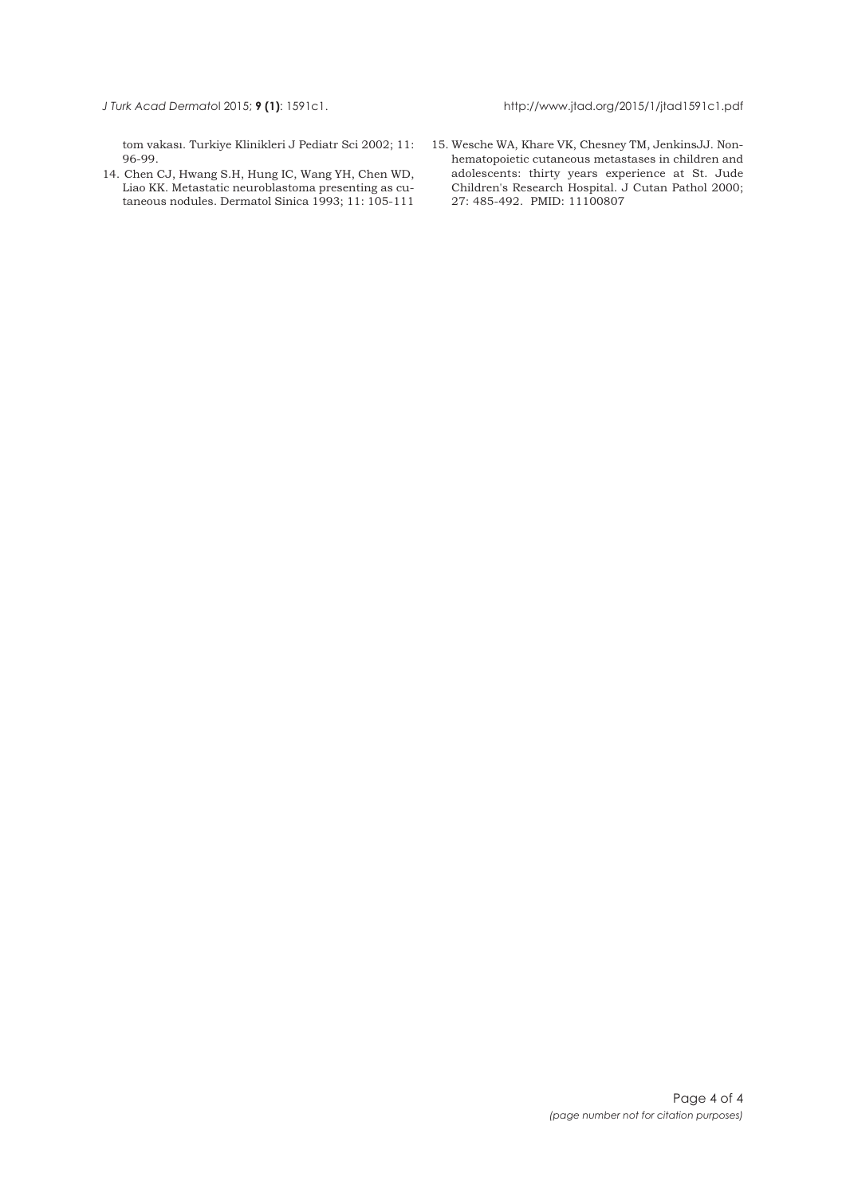tom vakası. Turkiye Klinikleri J Pediatr Sci 2002; 11: 96-99.

14. Chen CJ, Hwang S.H, Hung IC, Wang YH, Chen WD, Liao KK. Metastatic neuroblastoma presenting as cutaneous nodules. Dermatol Sinica 1993; 11: 105-111

15. Wesche WA, Khare VK, Chesney TM, JenkinsJJ. Non-hematopoietic cutaneous metastases in children and adolescents: thirty years experience at St. Jude Children's Research Hospital. J Cutan Pathol 2000; 27: 485-492. PMID: 11100807